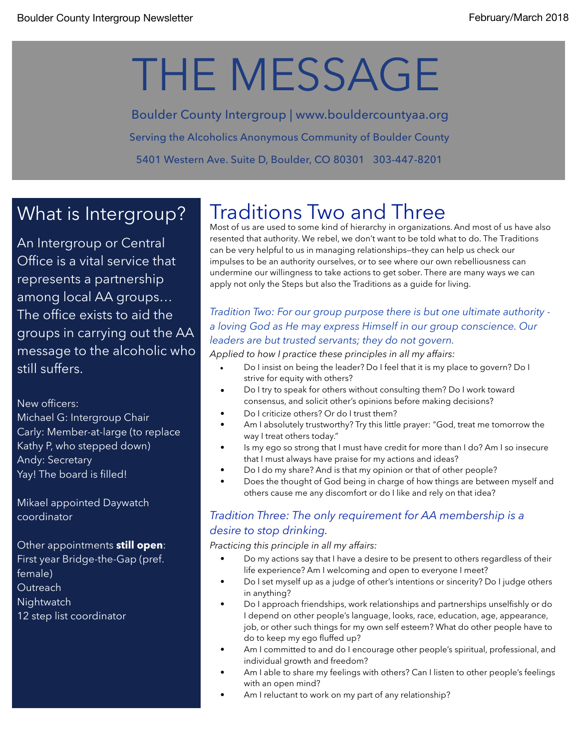# THE MESSAGE

Boulder County Intergroup | www.bouldercountyaa.org

Serving the Alcoholics Anonymous Community of Boulder County

5401 Western Ave. Suite D, Boulder, CO 80301   303-447-8201

## What is Intergroup?

An Intergroup or Central Office is a vital service that represents a partnership among local AA groups… The office exists to aid the groups in carrying out the AA message to the alcoholic who still suffers.

New officers:
Michael G: Intergroup Chair
Carly: Member-at-large (to replace Kathy P, who stepped down)
Andy: Secretary
Yay! The board is filled!

Mikael appointed Daywatch coordinator

Other appointments **still open**:
First year Bridge-the-Gap (pref. female)
Outreach
Nightwatch
12 step list coordinator

## Traditions Two and Three

Most of us are used to some kind of hierarchy in organizations. And most of us have also resented that authority. We rebel, we don't want to be told what to do. The Traditions can be very helpful to us in managing relationships—they can help us check our impulses to be an authority ourselves, or to see where our own rebelliousness can undermine our willingness to take actions to get sober. There are many ways we can apply not only the Steps but also the Traditions as a guide for living.

*Tradition Two: For our group purpose there is but one ultimate authority - a loving God as He may express Himself in our group conscience. Our leaders are but trusted servants; they do not govern.*

*Applied to how I practice these principles in all my affairs:*

- Do I insist on being the leader? Do I feel that it is my place to govern? Do I strive for equity with others?
- Do I try to speak for others without consulting them? Do I work toward consensus, and solicit other's opinions before making decisions?
- Do I criticize others? Or do I trust them?
- Am I absolutely trustworthy? Try this little prayer: "God, treat me tomorrow the way I treat others today."
- Is my ego so strong that I must have credit for more than I do? Am I so insecure that I must always have praise for my actions and ideas?
- Do I do my share? And is that my opinion or that of other people?
- Does the thought of God being in charge of how things are between myself and others cause me any discomfort or do I like and rely on that idea?

*Tradition Three: The only requirement for AA membership is a desire to stop drinking.*

*Practicing this principle in all my affairs:*

- Do my actions say that I have a desire to be present to others regardless of their life experience? Am I welcoming and open to everyone I meet?
- Do I set myself up as a judge of other's intentions or sincerity? Do I judge others in anything?
- Do I approach friendships, work relationships and partnerships unselfishly or do I depend on other people's language, looks, race, education, age, appearance, job, or other such things for my own self esteem? What do other people have to do to keep my ego fluffed up?
- Am I committed to and do I encourage other people's spiritual, professional, and individual growth and freedom?
- Am I able to share my feelings with others? Can I listen to other people's feelings with an open mind?
- Am I reluctant to work on my part of any relationship?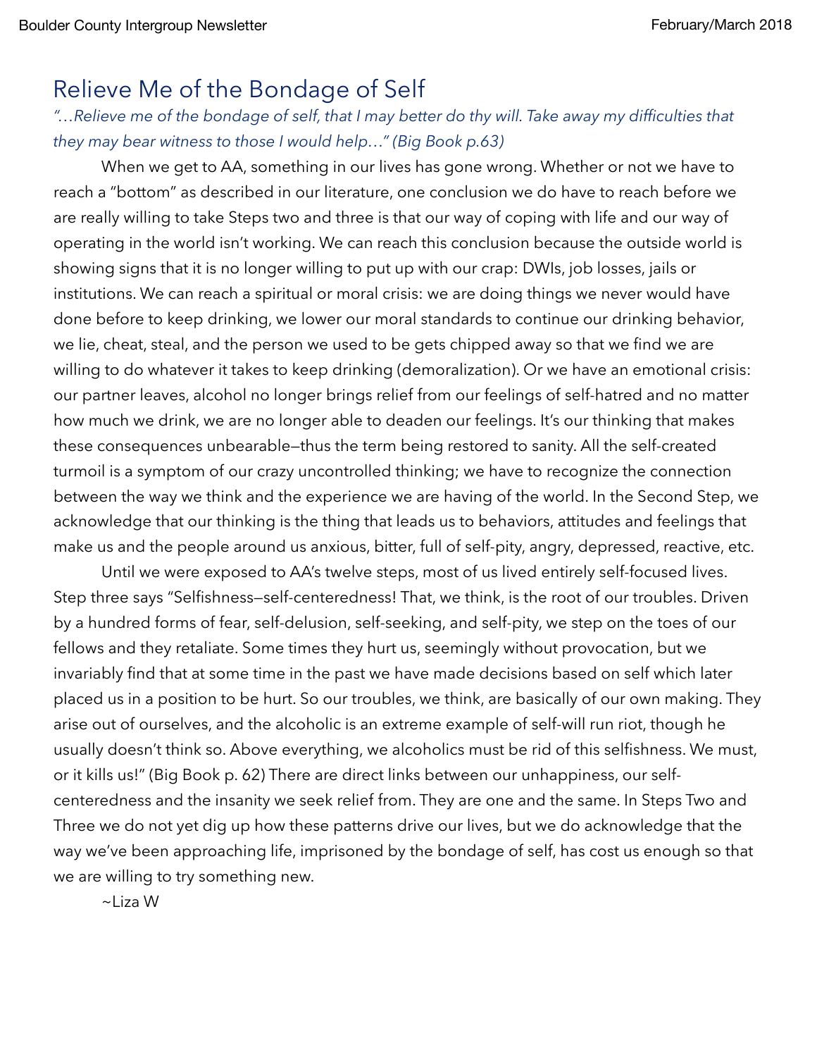# Relieve Me of the Bondage of Self

*"…Relieve me of the bondage of self, that I may better do thy will. Take away my difficulties that they may bear witness to those I would help…" (Big Book p.63)*

When we get to AA, something in our lives has gone wrong. Whether or not we have to reach a "bottom" as described in our literature, one conclusion we do have to reach before we are really willing to take Steps two and three is that our way of coping with life and our way of operating in the world isn't working. We can reach this conclusion because the outside world is showing signs that it is no longer willing to put up with our crap: DWIs, job losses, jails or institutions. We can reach a spiritual or moral crisis: we are doing things we never would have done before to keep drinking, we lower our moral standards to continue our drinking behavior, we lie, cheat, steal, and the person we used to be gets chipped away so that we find we are willing to do whatever it takes to keep drinking (demoralization). Or we have an emotional crisis: our partner leaves, alcohol no longer brings relief from our feelings of self-hatred and no matter how much we drink, we are no longer able to deaden our feelings. It's our thinking that makes these consequences unbearable—thus the term being restored to sanity. All the self-created turmoil is a symptom of our crazy uncontrolled thinking; we have to recognize the connection between the way we think and the experience we are having of the world. In the Second Step, we acknowledge that our thinking is the thing that leads us to behaviors, attitudes and feelings that make us and the people around us anxious, bitter, full of self-pity, angry, depressed, reactive, etc.

Until we were exposed to AA's twelve steps, most of us lived entirely self-focused lives. Step three says "Selfishness—self-centeredness! That, we think, is the root of our troubles. Driven by a hundred forms of fear, self-delusion, self-seeking, and self-pity, we step on the toes of our fellows and they retaliate. Some times they hurt us, seemingly without provocation, but we invariably find that at some time in the past we have made decisions based on self which later placed us in a position to be hurt. So our troubles, we think, are basically of our own making. They arise out of ourselves, and the alcoholic is an extreme example of self-will run riot, though he usually doesn't think so. Above everything, we alcoholics must be rid of this selfishness. We must, or it kills us!" (Big Book p. 62) There are direct links between our unhappiness, our self-centeredness and the insanity we seek relief from. They are one and the same. In Steps Two and Three we do not yet dig up how these patterns drive our lives, but we do acknowledge that the way we've been approaching life, imprisoned by the bondage of self, has cost us enough so that we are willing to try something new.

~Liza W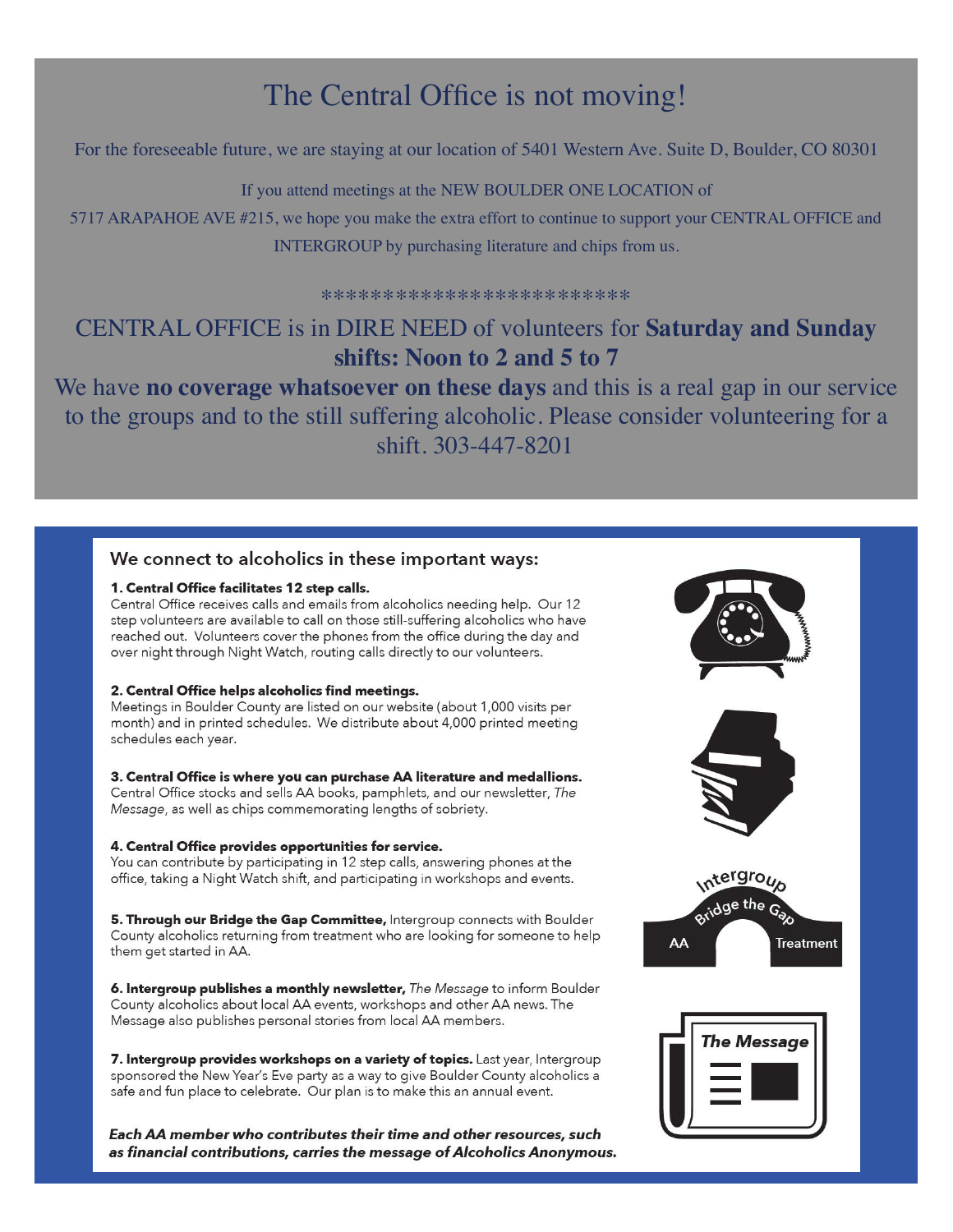# The Central Office is not moving!

For the foreseeable future, we are staying at our location of 5401 Western Ave. Suite D, Boulder, CO 80301

If you attend meetings at the NEW BOULDER ONE LOCATION of 5717 ARAPAHOE AVE #215, we hope you make the extra effort to continue to support your CENTRAL OFFICE and INTERGROUP by purchasing literature and chips from us.

*************************

CENTRAL OFFICE is in DIRE NEED of volunteers for **Saturday and Sunday shifts: Noon to 2 and 5 to 7**

We have **no coverage whatsoever on these days** and this is a real gap in our service to the groups and to the still suffering alcoholic. Please consider volunteering for a shift. 303-447-8201

## We connect to alcoholics in these important ways:

**1. Central Office facilitates 12 step calls.**
Central Office receives calls and emails from alcoholics needing help. Our 12 step volunteers are available to call on those still-suffering alcoholics who have reached out. Volunteers cover the phones from the office during the day and over night through Night Watch, routing calls directly to our volunteers.

**2. Central Office helps alcoholics find meetings.**
Meetings in Boulder County are listed on our website (about 1,000 visits per month) and in printed schedules. We distribute about 4,000 printed meeting schedules each year.

**3. Central Office is where you can purchase AA literature and medallions.**
Central Office stocks and sells AA books, pamphlets, and our newsletter, *The Message*, as well as chips commemorating lengths of sobriety.

**4. Central Office provides opportunities for service.**
You can contribute by participating in 12 step calls, answering phones at the office, taking a Night Watch shift, and participating in workshops and events.

**5. Through our Bridge the Gap Committee,** Intergroup connects with Boulder County alcoholics returning from treatment who are looking for someone to help them get started in AA.

**6. Intergroup publishes a monthly newsletter,** *The Message* to inform Boulder County alcoholics about local AA events, workshops and other AA news. The Message also publishes personal stories from local AA members.

**7. Intergroup provides workshops on a variety of topics.** Last year, Intergroup sponsored the New Year's Eve party as a way to give Boulder County alcoholics a safe and fun place to celebrate. Our plan is to make this an annual event.

***Each AA member who contributes their time and other resources, such as financial contributions, carries the message of Alcoholics Anonymous.***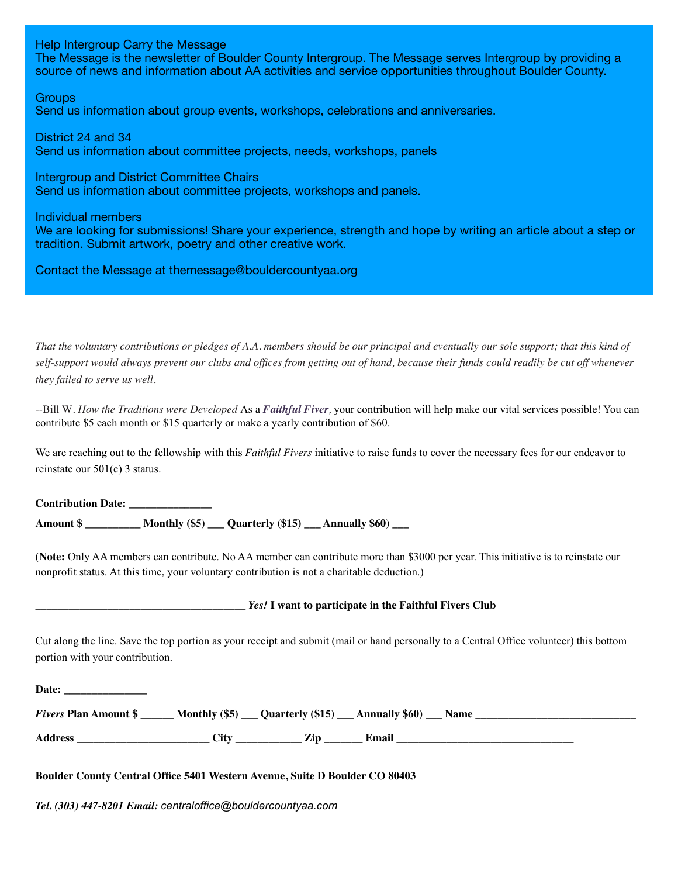## Help Intergroup Carry the Message

The Message is the newsletter of Boulder County Intergroup. The Message serves Intergroup by providing a source of news and information about AA activities and service opportunities throughout Boulder County.

### Groups

Send us information about group events, workshops, celebrations and anniversaries.

### District 24 and 34

Send us information about committee projects, needs, workshops, panels

### Intergroup and District Committee Chairs

Send us information about committee projects, workshops and panels.

### Individual members

We are looking for submissions! Share your experience, strength and hope by writing an article about a step or tradition. Submit artwork, poetry and other creative work.

Contact the Message at themessage@bouldercountyaa.org

*That the voluntary contributions or pledges of A.A. members should be our principal and eventually our sole support; that this kind of self-support would always prevent our clubs and offices from getting out of hand, because their funds could readily be cut off whenever they failed to serve us well.*

--Bill W. *How the Traditions were Developed* As a ***Faithful Fiver***, your contribution will help make our vital services possible! You can contribute $5 each month or $15 quarterly or make a yearly contribution of $60.

We are reaching out to the fellowship with this *Faithful Fivers* initiative to raise funds to cover the necessary fees for our endeavor to reinstate our 501(c) 3 status.

**Contribution Date: _______________**

**Amount $ __________ Monthly ($5) ___ Quarterly ($15) ___ Annually $60) ___**

(**Note:** Only AA members can contribute. No AA member can contribute more than $3000 per year. This initiative is to reinstate our nonprofit status. At this time, your voluntary contribution is not a charitable deduction.)

**______________________________________ *Yes!* I want to participate in the Faithful Fivers Club**

Cut along the line. Save the top portion as your receipt and submit (mail or hand personally to a Central Office volunteer) this bottom portion with your contribution.

**Date: _______________**

***Fivers* Plan Amount $ ______ Monthly ($5) ___ Quarterly ($15) ___ Annually $60) ___ Name ______________________________**

**Address ________________________ City ____________ Zip _______ Email ________________________________**

**Boulder County Central Office 5401 Western Avenue, Suite D Boulder CO 80403**

***Tel. (303) 447-8201 Email:*** *centraloffice@bouldercountyaa.com*